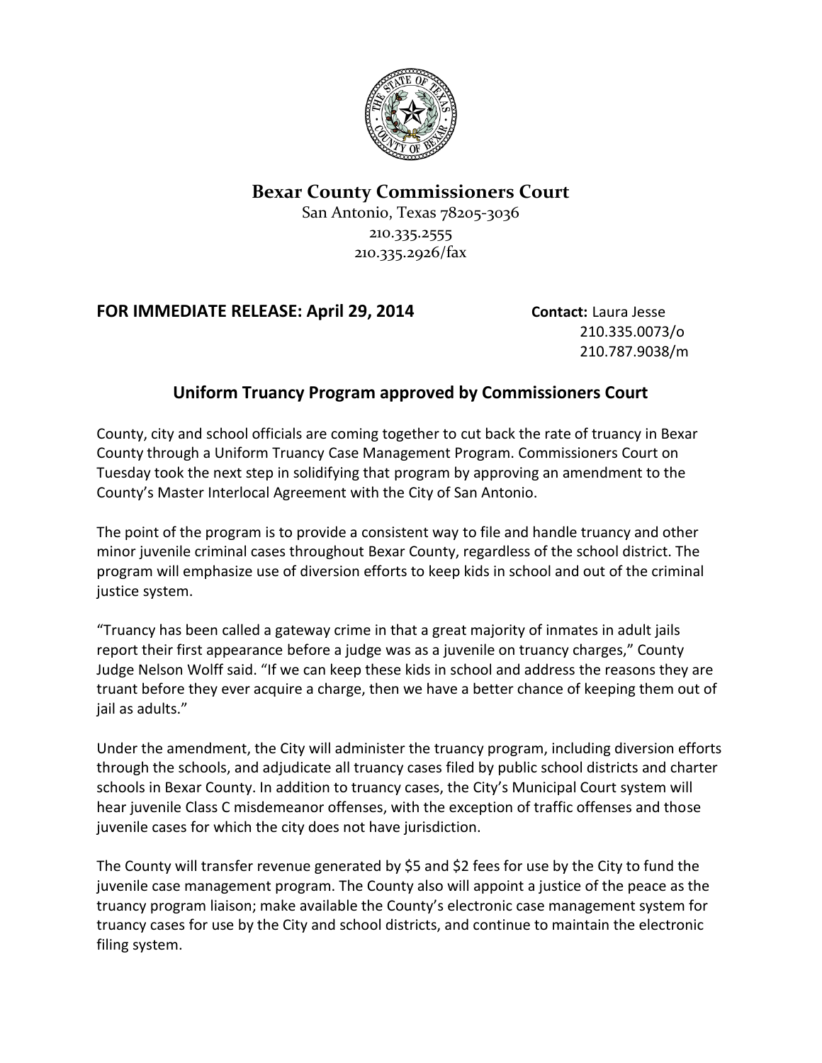# Bexar County Commissioners Court

San Antonio, Texas 78205-3036
210.335.2555
210.335.2926/fax

**FOR IMMEDIATE RELEASE: April 29, 2014**

**Contact:** Laura Jesse
210.335.0073/o
210.787.9038/m

## Uniform Truancy Program approved by Commissioners Court

County, city and school officials are coming together to cut back the rate of truancy in Bexar County through a Uniform Truancy Case Management Program. Commissioners Court on Tuesday took the next step in solidifying that program by approving an amendment to the County's Master Interlocal Agreement with the City of San Antonio.

The point of the program is to provide a consistent way to file and handle truancy and other minor juvenile criminal cases throughout Bexar County, regardless of the school district. The program will emphasize use of diversion efforts to keep kids in school and out of the criminal justice system.

"Truancy has been called a gateway crime in that a great majority of inmates in adult jails report their first appearance before a judge was as a juvenile on truancy charges," County Judge Nelson Wolff said. "If we can keep these kids in school and address the reasons they are truant before they ever acquire a charge, then we have a better chance of keeping them out of jail as adults."

Under the amendment, the City will administer the truancy program, including diversion efforts through the schools, and adjudicate all truancy cases filed by public school districts and charter schools in Bexar County. In addition to truancy cases, the City's Municipal Court system will hear juvenile Class C misdemeanor offenses, with the exception of traffic offenses and those juvenile cases for which the city does not have jurisdiction.

The County will transfer revenue generated by $5 and $2 fees for use by the City to fund the juvenile case management program. The County also will appoint a justice of the peace as the truancy program liaison; make available the County's electronic case management system for truancy cases for use by the City and school districts, and continue to maintain the electronic filing system.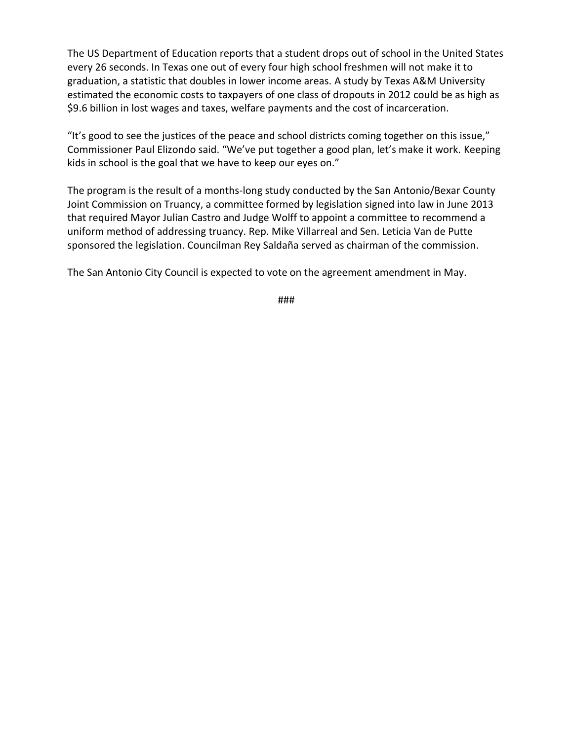The US Department of Education reports that a student drops out of school in the United States every 26 seconds. In Texas one out of every four high school freshmen will not make it to graduation, a statistic that doubles in lower income areas. A study by Texas A&M University estimated the economic costs to taxpayers of one class of dropouts in 2012 could be as high as $9.6 billion in lost wages and taxes, welfare payments and the cost of incarceration.

"It's good to see the justices of the peace and school districts coming together on this issue," Commissioner Paul Elizondo said. "We've put together a good plan, let's make it work. Keeping kids in school is the goal that we have to keep our eyes on."

The program is the result of a months-long study conducted by the San Antonio/Bexar County Joint Commission on Truancy, a committee formed by legislation signed into law in June 2013 that required Mayor Julian Castro and Judge Wolff to appoint a committee to recommend a uniform method of addressing truancy. Rep. Mike Villarreal and Sen. Leticia Van de Putte sponsored the legislation. Councilman Rey Saldaña served as chairman of the commission.

The San Antonio City Council is expected to vote on the agreement amendment in May.

###